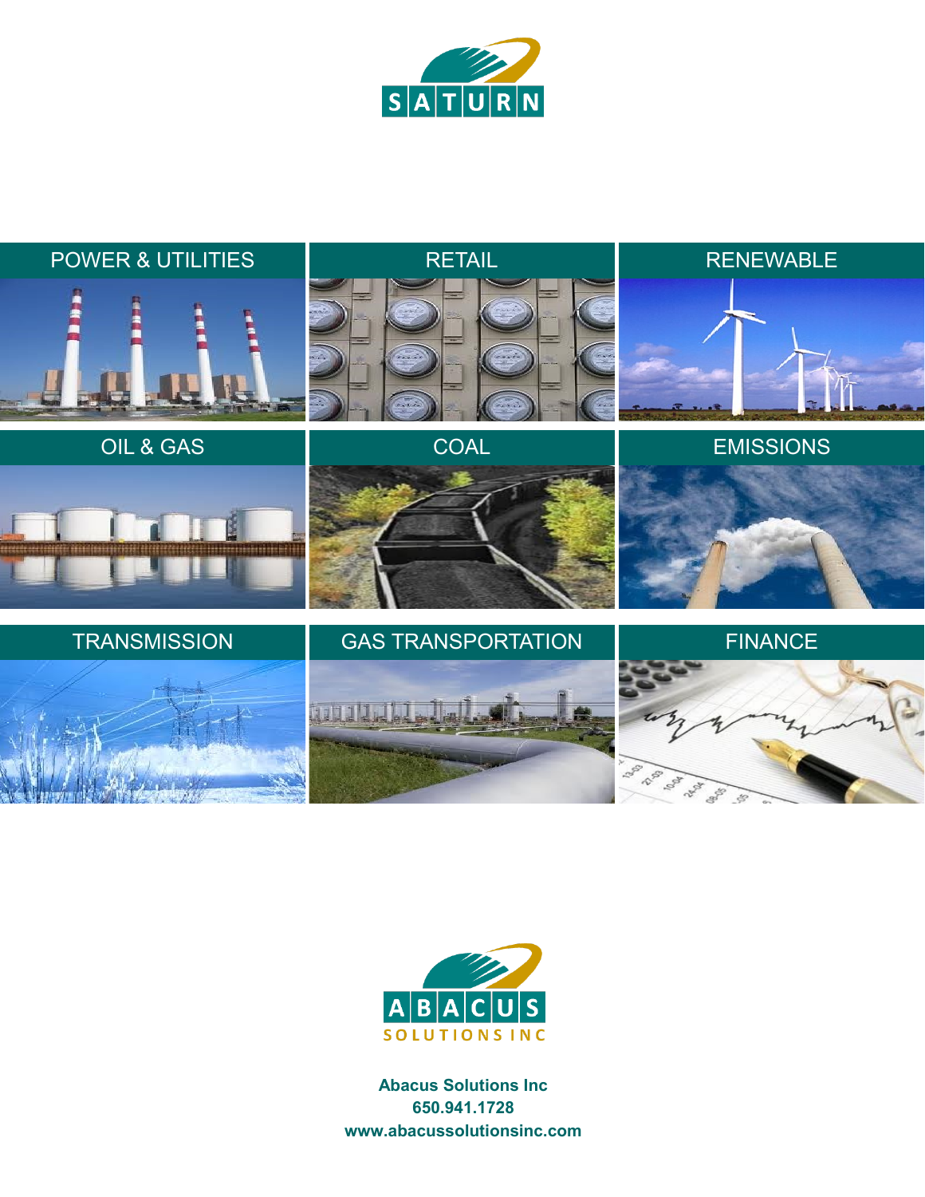# SATURN

| POWER & UTILITIES | RETAIL | RENEWABLE |
| --- | --- | --- |
| OIL & GAS | COAL | EMISSIONS |
| TRANSMISSION | GAS TRANSPORTATION | FINANCE |

ABACUS SOLUTIONS INC

**Abacus Solutions Inc**
**650.941.1728**
**www.abacussolutionsinc.com**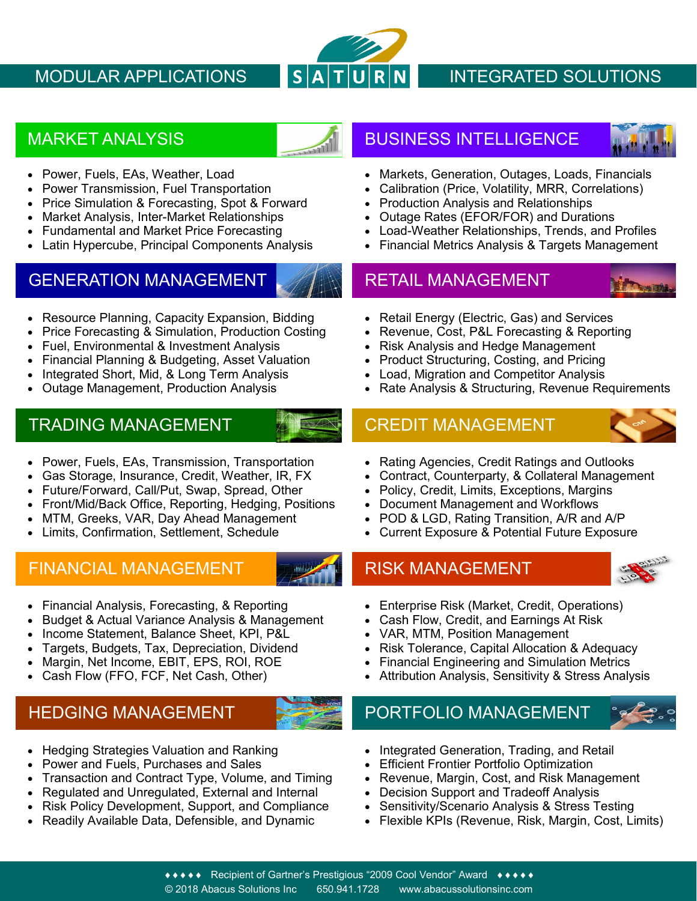MODULAR APPLICATIONS

SATURN

INTEGRATED SOLUTIONS

## MARKET ANALYSIS

- Power, Fuels, EAs, Weather, Load
- Power Transmission, Fuel Transportation
- Price Simulation & Forecasting, Spot & Forward
- Market Analysis, Inter-Market Relationships
- Fundamental and Market Price Forecasting
- Latin Hypercube, Principal Components Analysis

## BUSINESS INTELLIGENCE

- Markets, Generation, Outages, Loads, Financials
- Calibration (Price, Volatility, MRR, Correlations)
- Production Analysis and Relationships
- Outage Rates (EFOR/FOR) and Durations
- Load-Weather Relationships, Trends, and Profiles
- Financial Metrics Analysis & Targets Management

## GENERATION MANAGEMENT

- Resource Planning, Capacity Expansion, Bidding
- Price Forecasting & Simulation, Production Costing
- Fuel, Environmental & Investment Analysis
- Financial Planning & Budgeting, Asset Valuation
- Integrated Short, Mid, & Long Term Analysis
- Outage Management, Production Analysis

## RETAIL MANAGEMENT

- Retail Energy (Electric, Gas) and Services
- Revenue, Cost, P&L Forecasting & Reporting
- Risk Analysis and Hedge Management
- Product Structuring, Costing, and Pricing
- Load, Migration and Competitor Analysis
- Rate Analysis & Structuring, Revenue Requirements

## TRADING MANAGEMENT

- Power, Fuels, EAs, Transmission, Transportation
- Gas Storage, Insurance, Credit, Weather, IR, FX
- Future/Forward, Call/Put, Swap, Spread, Other
- Front/Mid/Back Office, Reporting, Hedging, Positions
- MTM, Greeks, VAR, Day Ahead Management
- Limits, Confirmation, Settlement, Schedule

## CREDIT MANAGEMENT

- Rating Agencies, Credit Ratings and Outlooks
- Contract, Counterparty, & Collateral Management
- Policy, Credit, Limits, Exceptions, Margins
- Document Management and Workflows
- POD & LGD, Rating Transition, A/R and A/P
- Current Exposure & Potential Future Exposure

## FINANCIAL MANAGEMENT

- Financial Analysis, Forecasting, & Reporting
- Budget & Actual Variance Analysis & Management
- Income Statement, Balance Sheet, KPI, P&L
- Targets, Budgets, Tax, Depreciation, Dividend
- Margin, Net Income, EBIT, EPS, ROI, ROE
- Cash Flow (FFO, FCF, Net Cash, Other)

## RISK MANAGEMENT

- Enterprise Risk (Market, Credit, Operations)
- Cash Flow, Credit, and Earnings At Risk
- VAR, MTM, Position Management
- Risk Tolerance, Capital Allocation & Adequacy
- Financial Engineering and Simulation Metrics
- Attribution Analysis, Sensitivity & Stress Analysis

## HEDGING MANAGEMENT

- Hedging Strategies Valuation and Ranking
- Power and Fuels, Purchases and Sales
- Transaction and Contract Type, Volume, and Timing
- Regulated and Unregulated, External and Internal
- Risk Policy Development, Support, and Compliance
- Readily Available Data, Defensible, and Dynamic

## PORTFOLIO MANAGEMENT

- Integrated Generation, Trading, and Retail
- Efficient Frontier Portfolio Optimization
- Revenue, Margin, Cost, and Risk Management
- Decision Support and Tradeoff Analysis
- Sensitivity/Scenario Analysis & Stress Testing
- Flexible KPIs (Revenue, Risk, Margin, Cost, Limits)

♦♦♦♦♦ Recipient of Gartner's Prestigious "2009 Cool Vendor" Award ♦♦♦♦♦

© 2018 Abacus Solutions Inc    650.941.1728    www.abacussolutionsinc.com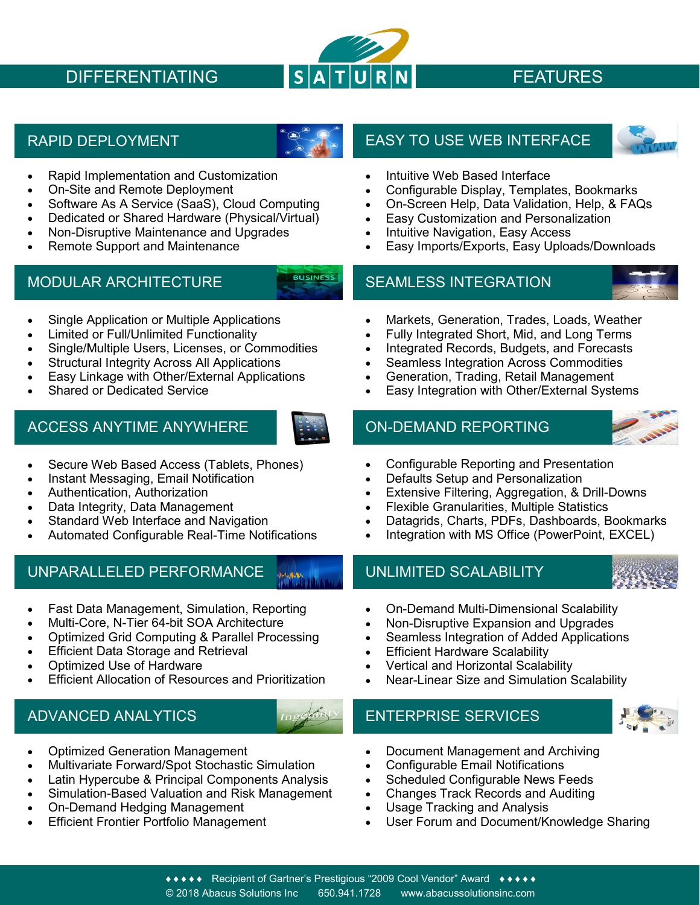# DIFFERENTIATING SATURN FEATURES

## RAPID DEPLOYMENT

- Rapid Implementation and Customization
- On-Site and Remote Deployment
- Software As A Service (SaaS), Cloud Computing
- Dedicated or Shared Hardware (Physical/Virtual)
- Non-Disruptive Maintenance and Upgrades
- Remote Support and Maintenance

## EASY TO USE WEB INTERFACE

- Intuitive Web Based Interface
- Configurable Display, Templates, Bookmarks
- On-Screen Help, Data Validation, Help, & FAQs
- Easy Customization and Personalization
- Intuitive Navigation, Easy Access
- Easy Imports/Exports, Easy Uploads/Downloads

## MODULAR ARCHITECTURE

- Single Application or Multiple Applications
- Limited or Full/Unlimited Functionality
- Single/Multiple Users, Licenses, or Commodities
- Structural Integrity Across All Applications
- Easy Linkage with Other/External Applications
- Shared or Dedicated Service

## SEAMLESS INTEGRATION

- Markets, Generation, Trades, Loads, Weather
- Fully Integrated Short, Mid, and Long Terms
- Integrated Records, Budgets, and Forecasts
- Seamless Integration Across Commodities
- Generation, Trading, Retail Management
- Easy Integration with Other/External Systems

## ACCESS ANYTIME ANYWHERE

- Secure Web Based Access (Tablets, Phones)
- Instant Messaging, Email Notification
- Authentication, Authorization
- Data Integrity, Data Management
- Standard Web Interface and Navigation
- Automated Configurable Real-Time Notifications

## ON-DEMAND REPORTING

- Configurable Reporting and Presentation
- Defaults Setup and Personalization
- Extensive Filtering, Aggregation, & Drill-Downs
- Flexible Granularities, Multiple Statistics
- Datagrids, Charts, PDFs, Dashboards, Bookmarks
- Integration with MS Office (PowerPoint, EXCEL)

## UNPARALLELED PERFORMANCE

- Fast Data Management, Simulation, Reporting
- Multi-Core, N-Tier 64-bit SOA Architecture
- Optimized Grid Computing & Parallel Processing
- Efficient Data Storage and Retrieval
- Optimized Use of Hardware
- Efficient Allocation of Resources and Prioritization

## UNLIMITED SCALABILITY

- On-Demand Multi-Dimensional Scalability
- Non-Disruptive Expansion and Upgrades
- Seamless Integration of Added Applications
- Efficient Hardware Scalability
- Vertical and Horizontal Scalability
- Near-Linear Size and Simulation Scalability

## ADVANCED ANALYTICS

- Optimized Generation Management
- Multivariate Forward/Spot Stochastic Simulation
- Latin Hypercube & Principal Components Analysis
- Simulation-Based Valuation and Risk Management
- On-Demand Hedging Management
- Efficient Frontier Portfolio Management

## ENTERPRISE SERVICES

- Document Management and Archiving
- Configurable Email Notifications
- Scheduled Configurable News Feeds
- Changes Track Records and Auditing
- Usage Tracking and Analysis
- User Forum and Document/Knowledge Sharing

♦♦♦♦♦ Recipient of Gartner's Prestigious "2009 Cool Vendor" Award ♦♦♦♦♦

© 2018 Abacus Solutions Inc 650.941.1728 www.abacussolutionsinc.com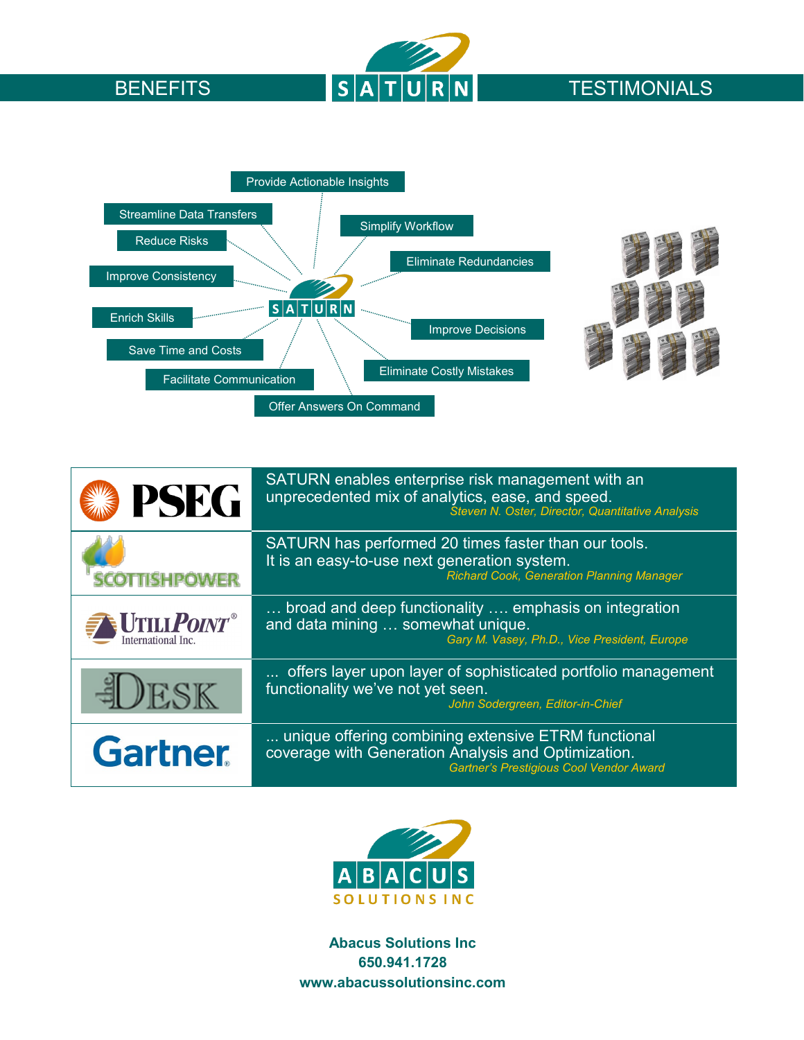## BENEFITS

SATURN

## TESTIMONIALS

- Provide Actionable Insights
- Streamline Data Transfers
- Simplify Workflow
- Reduce Risks
- Eliminate Redundancies
- Improve Consistency
- Enrich Skills
- Improve Decisions
- Save Time and Costs
- Eliminate Costly Mistakes
- Facilitate Communication
- Offer Answers On Command

| | |
|---|---|
| PSEG | SATURN enables enterprise risk management with an unprecedented mix of analytics, ease, and speed. *Steven N. Oster, Director, Quantitative Analysis* |
| SCOTTISHPOWER | SATURN has performed 20 times faster than our tools. It is an easy-to-use next generation system. *Richard Cook, Generation Planning Manager* |
| UtiliPoint® International Inc. | … broad and deep functionality …. emphasis on integration and data mining … somewhat unique. *Gary M. Vasey, Ph.D., Vice President, Europe* |
| the Desk | ... offers layer upon layer of sophisticated portfolio management functionality we've not yet seen. *John Sodergreen, Editor-in-Chief* |
| Gartner | ... unique offering combining extensive ETRM functional coverage with Generation Analysis and Optimization. *Gartner's Prestigious Cool Vendor Award* |

ABACUS SOLUTIONS INC

**Abacus Solutions Inc**
**650.941.1728**
**www.abacussolutionsinc.com**